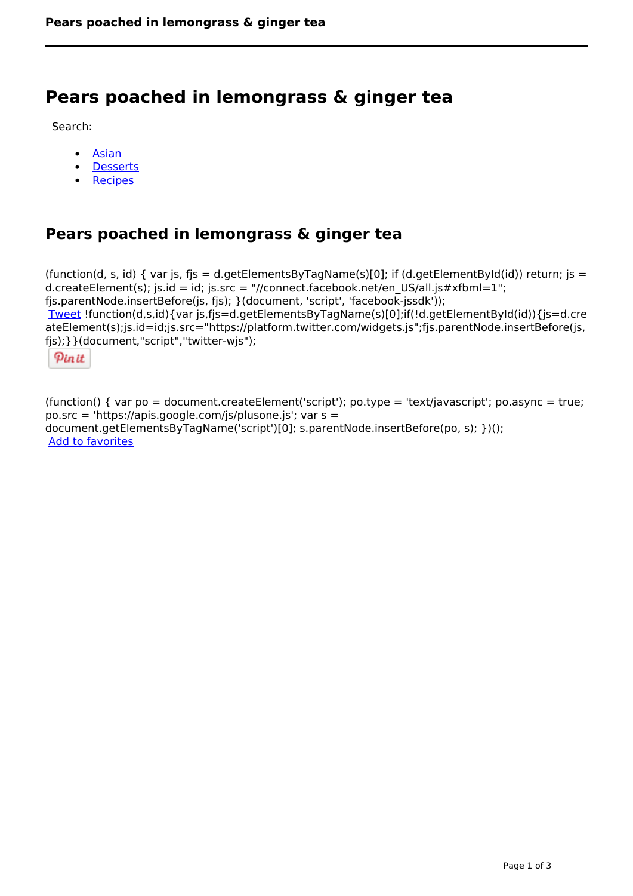# Pears poached in lemongrass & ginger tea

Search:

- Asian
- Desserts
- Recipes

## Pears poached in lemongrass & ginger tea

(function(d, s, id) { var js, fjs = d.getElementsByTagName(s)[0]; if (d.getElementById(id)) return; js = d.createElement(s); js.id = id; js.src = "//connect.facebook.net/en_US/all.js#xfbml=1"; fjs.parentNode.insertBefore(js, fjs); }(document, 'script', 'facebook-jssdk'));
Tweet !function(d,s,id){var js,fjs=d.getElementsByTagName(s)[0];if(!d.getElementById(id)){js=d.createElement(s);js.id=id;js.src="https://platform.twitter.com/widgets.js";fjs.parentNode.insertBefore(js,fjs);}}(document,"script","twitter-wjs");

Pin it

(function() { var po = document.createElement('script'); po.type = 'text/javascript'; po.async = true; po.src = 'https://apis.google.com/js/plusone.js'; var s = document.getElementsByTagName('script')[0]; s.parentNode.insertBefore(po, s); })();
Add to favorites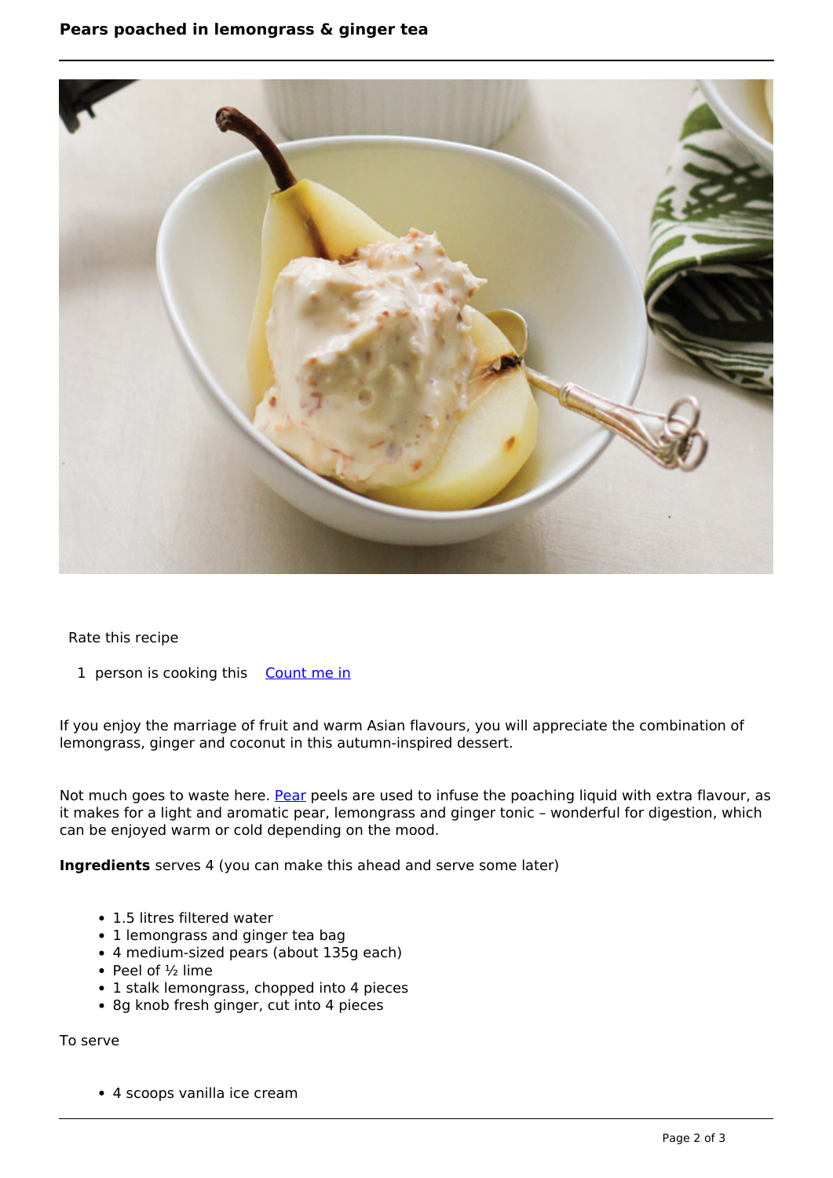Rate this recipe

1 person is cooking this [Count me in]

If you enjoy the marriage of fruit and warm Asian flavours, you will appreciate the combination of lemongrass, ginger and coconut in this autumn-inspired dessert.

Not much goes to waste here. [Pear] peels are used to infuse the poaching liquid with extra flavour, as it makes for a light and aromatic pear, lemongrass and ginger tonic – wonderful for digestion, which can be enjoyed warm or cold depending on the mood.

**Ingredients** serves 4 (you can make this ahead and serve some later)

- 1.5 litres filtered water
- 1 lemongrass and ginger tea bag
- 4 medium-sized pears (about 135g each)
- Peel of ½ lime
- 1 stalk lemongrass, chopped into 4 pieces
- 8g knob fresh ginger, cut into 4 pieces

To serve

- 4 scoops vanilla ice cream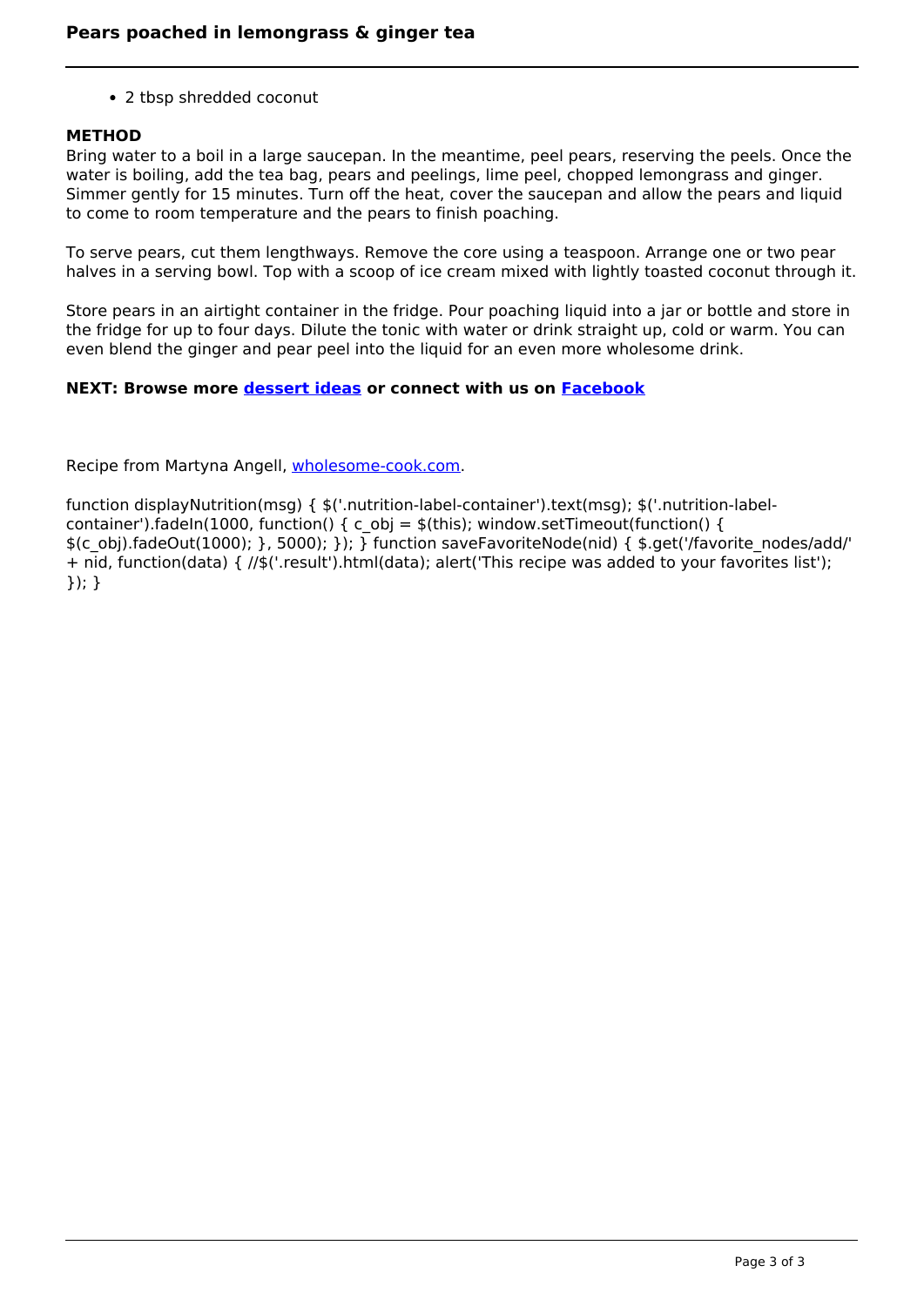- 2 tbsp shredded coconut

**METHOD**

Bring water to a boil in a large saucepan. In the meantime, peel pears, reserving the peels. Once the water is boiling, add the tea bag, pears and peelings, lime peel, chopped lemongrass and ginger. Simmer gently for 15 minutes. Turn off the heat, cover the saucepan and allow the pears and liquid to come to room temperature and the pears to finish poaching.

To serve pears, cut them lengthways. Remove the core using a teaspoon. Arrange one or two pear halves in a serving bowl. Top with a scoop of ice cream mixed with lightly toasted coconut through it.

Store pears in an airtight container in the fridge. Pour poaching liquid into a jar or bottle and store in the fridge for up to four days. Dilute the tonic with water or drink straight up, cold or warm. You can even blend the ginger and pear peel into the liquid for an even more wholesome drink.

**NEXT: Browse more dessert ideas or connect with us on Facebook**

Recipe from Martyna Angell, wholesome-cook.com.

```
function displayNutrition(msg) { $('.nutrition-label-container').text(msg); $('.nutrition-label-container').fadeIn(1000, function() { c_obj = $(this); window.setTimeout(function() { $(c_obj).fadeOut(1000); }, 5000); }); } function saveFavoriteNode(nid) { $.get('/favorite_nodes/add/' + nid, function(data) { //$('.result').html(data); alert('This recipe was added to your favorites list'); }); }
```